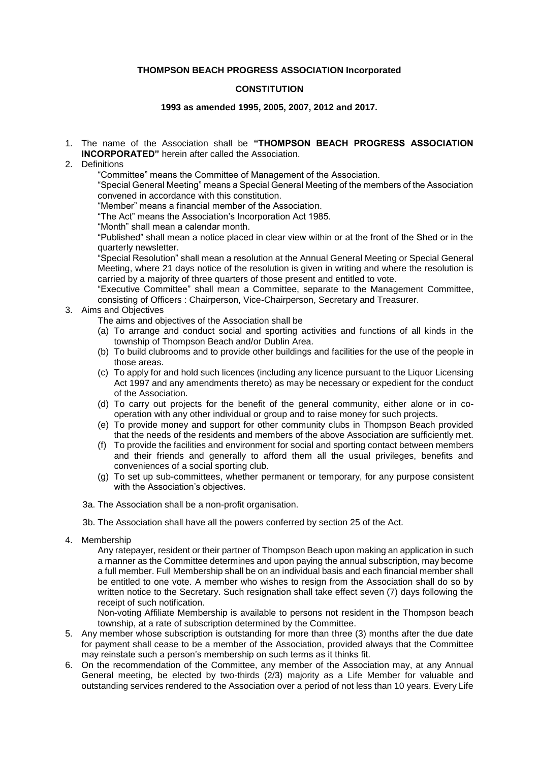**THOMPSON BEACH PROGRESS ASSOCIATION Incorporated**

**CONSTITUTION**

**1993 as amended 1995, 2005, 2007, 2012 and 2017.**

1. The name of the Association shall be **"THOMPSON BEACH PROGRESS ASSOCIATION INCORPORATED"** herein after called the Association.
2. Definitions

   "Committee" means the Committee of Management of the Association.

   "Special General Meeting" means a Special General Meeting of the members of the Association convened in accordance with this constitution.

   "Member" means a financial member of the Association.

   "The Act" means the Association's Incorporation Act 1985.

   "Month" shall mean a calendar month.

   "Published" shall mean a notice placed in clear view within or at the front of the Shed or in the quarterly newsletter.

   "Special Resolution" shall mean a resolution at the Annual General Meeting or Special General Meeting, where 21 days notice of the resolution is given in writing and where the resolution is carried by a majority of three quarters of those present and entitled to vote.

   "Executive Committee" shall mean a Committee, separate to the Management Committee, consisting of Officers : Chairperson, Vice-Chairperson, Secretary and Treasurer.
3. Aims and Objectives

   The aims and objectives of the Association shall be

   (a) To arrange and conduct social and sporting activities and functions of all kinds in the township of Thompson Beach and/or Dublin Area.

   (b) To build clubrooms and to provide other buildings and facilities for the use of the people in those areas.

   (c) To apply for and hold such licences (including any licence pursuant to the Liquor Licensing Act 1997 and any amendments thereto) as may be necessary or expedient for the conduct of the Association.

   (d) To carry out projects for the benefit of the general community, either alone or in co-operation with any other individual or group and to raise money for such projects.

   (e) To provide money and support for other community clubs in Thompson Beach provided that the needs of the residents and members of the above Association are sufficiently met.

   (f) To provide the facilities and environment for social and sporting contact between members and their friends and generally to afford them all the usual privileges, benefits and conveniences of a social sporting club.

   (g) To set up sub-committees, whether permanent or temporary, for any purpose consistent with the Association's objectives.

   3a. The Association shall be a non-profit organisation.

   3b. The Association shall have all the powers conferred by section 25 of the Act.

4. Membership

   Any ratepayer, resident or their partner of Thompson Beach upon making an application in such a manner as the Committee determines and upon paying the annual subscription, may become a full member. Full Membership shall be on an individual basis and each financial member shall be entitled to one vote. A member who wishes to resign from the Association shall do so by written notice to the Secretary. Such resignation shall take effect seven (7) days following the receipt of such notification.

   Non-voting Affiliate Membership is available to persons not resident in the Thompson beach township, at a rate of subscription determined by the Committee.
5. Any member whose subscription is outstanding for more than three (3) months after the due date for payment shall cease to be a member of the Association, provided always that the Committee may reinstate such a person's membership on such terms as it thinks fit.
6. On the recommendation of the Committee, any member of the Association may, at any Annual General meeting, be elected by two-thirds (2/3) majority as a Life Member for valuable and outstanding services rendered to the Association over a period of not less than 10 years. Every Life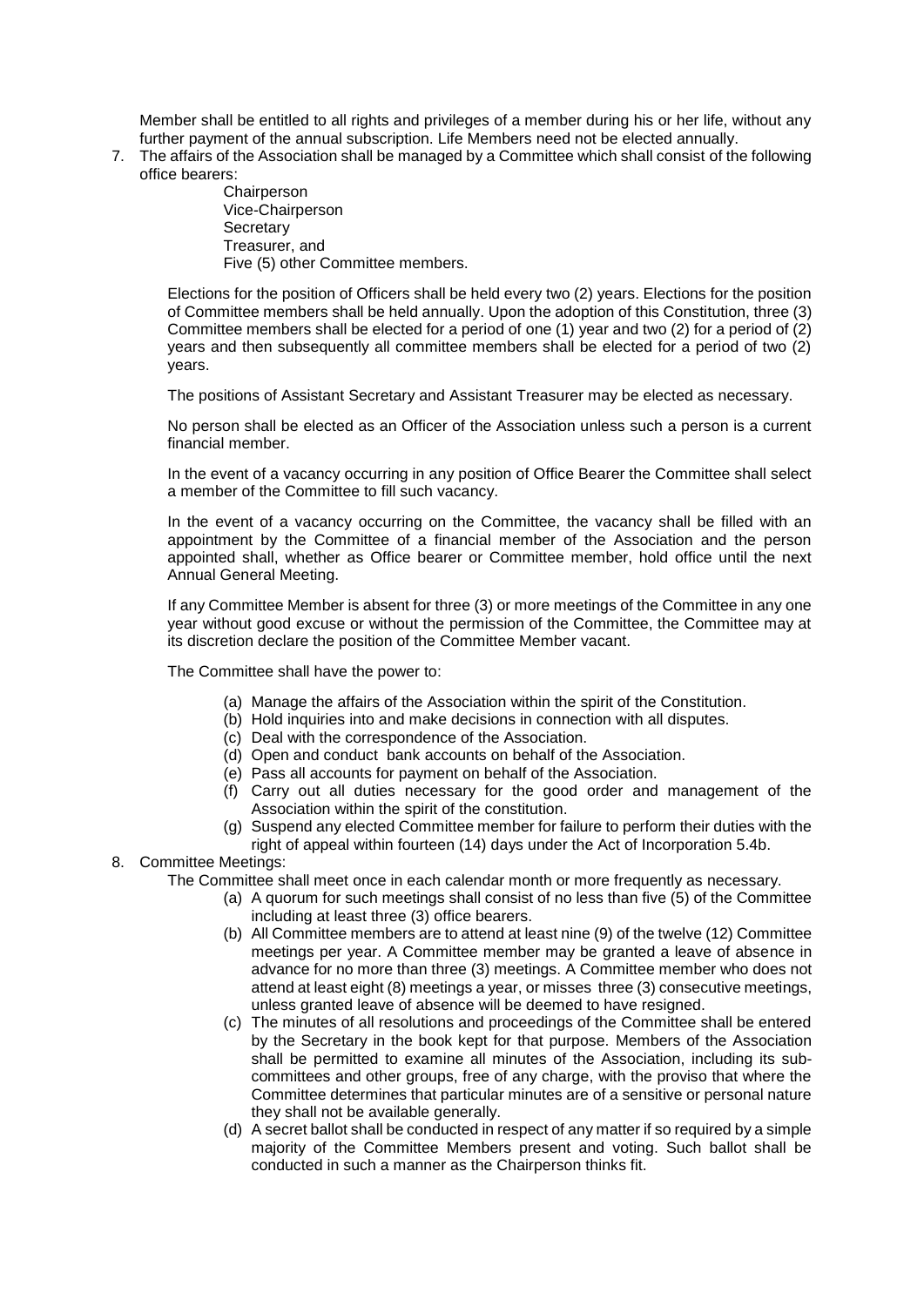Member shall be entitled to all rights and privileges of a member during his or her life, without any further payment of the annual subscription. Life Members need not be elected annually.

7. The affairs of the Association shall be managed by a Committee which shall consist of the following office bearers:

   Chairperson
   Vice-Chairperson
   Secretary
   Treasurer, and
   Five (5) other Committee members.

   Elections for the position of Officers shall be held every two (2) years. Elections for the position of Committee members shall be held annually. Upon the adoption of this Constitution, three (3) Committee members shall be elected for a period of one (1) year and two (2) for a period of (2) years and then subsequently all committee members shall be elected for a period of two (2) years.

   The positions of Assistant Secretary and Assistant Treasurer may be elected as necessary.

   No person shall be elected as an Officer of the Association unless such a person is a current financial member.

   In the event of a vacancy occurring in any position of Office Bearer the Committee shall select a member of the Committee to fill such vacancy.

   In the event of a vacancy occurring on the Committee, the vacancy shall be filled with an appointment by the Committee of a financial member of the Association and the person appointed shall, whether as Office bearer or Committee member, hold office until the next Annual General Meeting.

   If any Committee Member is absent for three (3) or more meetings of the Committee in any one year without good excuse or without the permission of the Committee, the Committee may at its discretion declare the position of the Committee Member vacant.

   The Committee shall have the power to:

   (a) Manage the affairs of the Association within the spirit of the Constitution.
   (b) Hold inquiries into and make decisions in connection with all disputes.
   (c) Deal with the correspondence of the Association.
   (d) Open and conduct bank accounts on behalf of the Association.
   (e) Pass all accounts for payment on behalf of the Association.
   (f) Carry out all duties necessary for the good order and management of the Association within the spirit of the constitution.
   (g) Suspend any elected Committee member for failure to perform their duties with the right of appeal within fourteen (14) days under the Act of Incorporation 5.4b.

8. Committee Meetings:

   The Committee shall meet once in each calendar month or more frequently as necessary.

   (a) A quorum for such meetings shall consist of no less than five (5) of the Committee including at least three (3) office bearers.
   (b) All Committee members are to attend at least nine (9) of the twelve (12) Committee meetings per year. A Committee member may be granted a leave of absence in advance for no more than three (3) meetings. A Committee member who does not attend at least eight (8) meetings a year, or misses three (3) consecutive meetings, unless granted leave of absence will be deemed to have resigned.
   (c) The minutes of all resolutions and proceedings of the Committee shall be entered by the Secretary in the book kept for that purpose. Members of the Association shall be permitted to examine all minutes of the Association, including its sub-committees and other groups, free of any charge, with the proviso that where the Committee determines that particular minutes are of a sensitive or personal nature they shall not be available generally.
   (d) A secret ballot shall be conducted in respect of any matter if so required by a simple majority of the Committee Members present and voting. Such ballot shall be conducted in such a manner as the Chairperson thinks fit.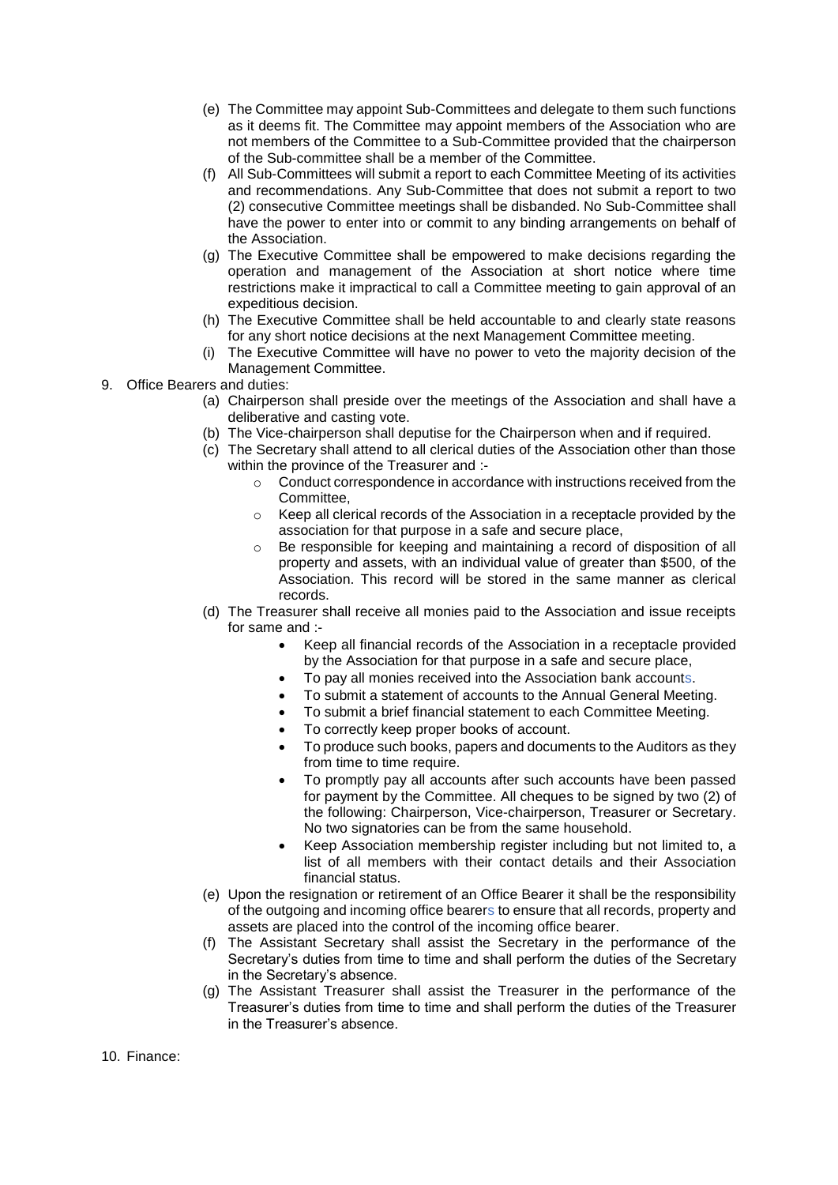(e) The Committee may appoint Sub-Committees and delegate to them such functions as it deems fit. The Committee may appoint members of the Association who are not members of the Committee to a Sub-Committee provided that the chairperson of the Sub-committee shall be a member of the Committee.

(f) All Sub-Committees will submit a report to each Committee Meeting of its activities and recommendations. Any Sub-Committee that does not submit a report to two (2) consecutive Committee meetings shall be disbanded. No Sub-Committee shall have the power to enter into or commit to any binding arrangements on behalf of the Association.

(g) The Executive Committee shall be empowered to make decisions regarding the operation and management of the Association at short notice where time restrictions make it impractical to call a Committee meeting to gain approval of an expeditious decision.

(h) The Executive Committee shall be held accountable to and clearly state reasons for any short notice decisions at the next Management Committee meeting.

(i) The Executive Committee will have no power to veto the majority decision of the Management Committee.

9. Office Bearers and duties:

(a) Chairperson shall preside over the meetings of the Association and shall have a deliberative and casting vote.

(b) The Vice-chairperson shall deputise for the Chairperson when and if required.

(c) The Secretary shall attend to all clerical duties of the Association other than those within the province of the Treasurer and :-

- Conduct correspondence in accordance with instructions received from the Committee,
- Keep all clerical records of the Association in a receptacle provided by the association for that purpose in a safe and secure place,
- Be responsible for keeping and maintaining a record of disposition of all property and assets, with an individual value of greater than $500, of the Association. This record will be stored in the same manner as clerical records.

(d) The Treasurer shall receive all monies paid to the Association and issue receipts for same and :-

- Keep all financial records of the Association in a receptacle provided by the Association for that purpose in a safe and secure place,
- To pay all monies received into the Association bank accounts.
- To submit a statement of accounts to the Annual General Meeting.
- To submit a brief financial statement to each Committee Meeting.
- To correctly keep proper books of account.
- To produce such books, papers and documents to the Auditors as they from time to time require.
- To promptly pay all accounts after such accounts have been passed for payment by the Committee. All cheques to be signed by two (2) of the following: Chairperson, Vice-chairperson, Treasurer or Secretary. No two signatories can be from the same household.
- Keep Association membership register including but not limited to, a list of all members with their contact details and their Association financial status.

(e) Upon the resignation or retirement of an Office Bearer it shall be the responsibility of the outgoing and incoming office bearers to ensure that all records, property and assets are placed into the control of the incoming office bearer.

(f) The Assistant Secretary shall assist the Secretary in the performance of the Secretary's duties from time to time and shall perform the duties of the Secretary in the Secretary's absence.

(g) The Assistant Treasurer shall assist the Treasurer in the performance of the Treasurer's duties from time to time and shall perform the duties of the Treasurer in the Treasurer's absence.

10. Finance: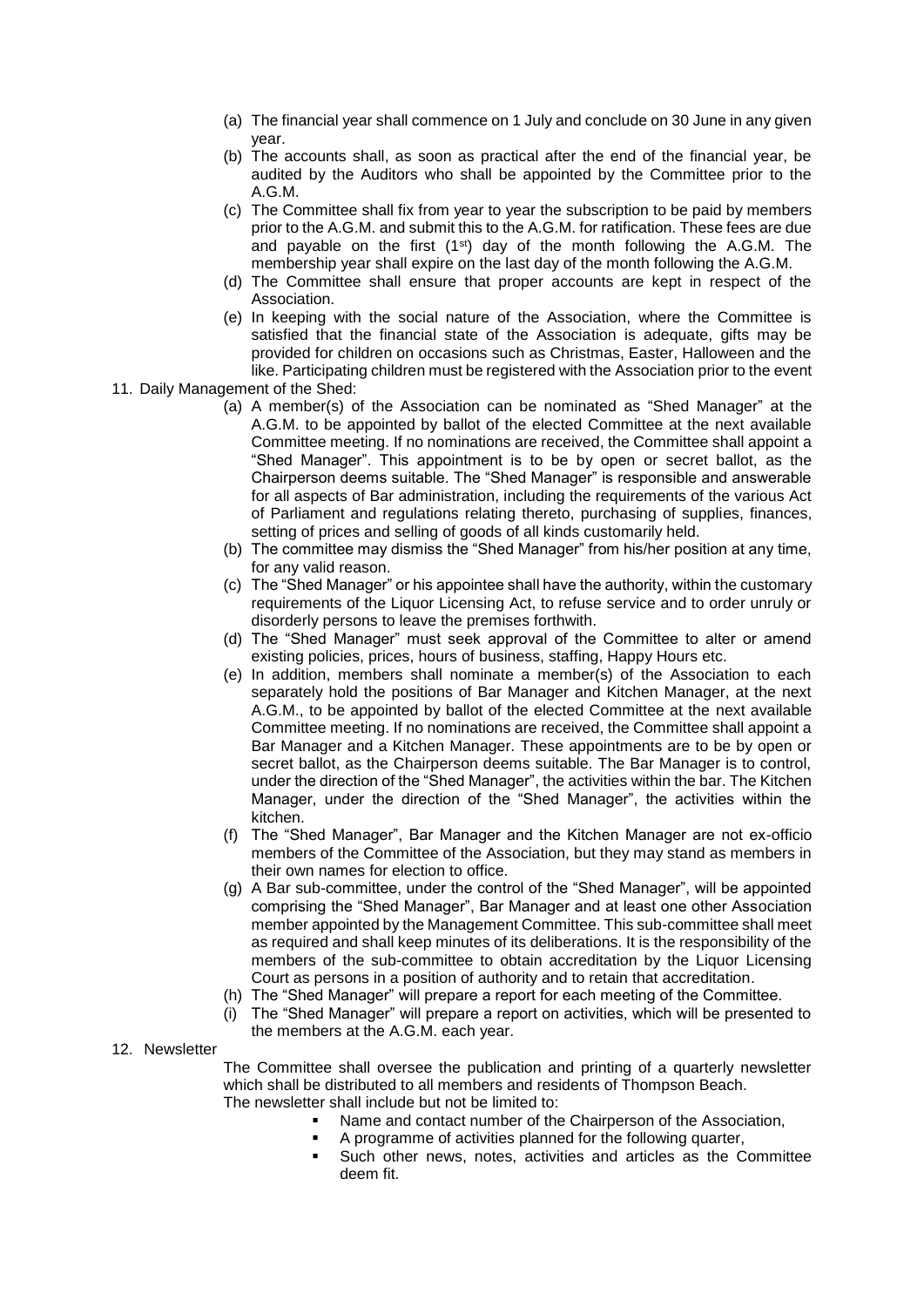(a) The financial year shall commence on 1 July and conclude on 30 June in any given year.
(b) The accounts shall, as soon as practical after the end of the financial year, be audited by the Auditors who shall be appointed by the Committee prior to the A.G.M.
(c) The Committee shall fix from year to year the subscription to be paid by members prior to the A.G.M. and submit this to the A.G.M. for ratification. These fees are due and payable on the first (1st) day of the month following the A.G.M. The membership year shall expire on the last day of the month following the A.G.M.
(d) The Committee shall ensure that proper accounts are kept in respect of the Association.
(e) In keeping with the social nature of the Association, where the Committee is satisfied that the financial state of the Association is adequate, gifts may be provided for children on occasions such as Christmas, Easter, Halloween and the like. Participating children must be registered with the Association prior to the event

11. Daily Management of the Shed:

(a) A member(s) of the Association can be nominated as "Shed Manager" at the A.G.M. to be appointed by ballot of the elected Committee at the next available Committee meeting. If no nominations are received, the Committee shall appoint a "Shed Manager". This appointment is to be by open or secret ballot, as the Chairperson deems suitable. The "Shed Manager" is responsible and answerable for all aspects of Bar administration, including the requirements of the various Act of Parliament and regulations relating thereto, purchasing of supplies, finances, setting of prices and selling of goods of all kinds customarily held.
(b) The committee may dismiss the "Shed Manager" from his/her position at any time, for any valid reason.
(c) The "Shed Manager" or his appointee shall have the authority, within the customary requirements of the Liquor Licensing Act, to refuse service and to order unruly or disorderly persons to leave the premises forthwith.
(d) The "Shed Manager" must seek approval of the Committee to alter or amend existing policies, prices, hours of business, staffing, Happy Hours etc.
(e) In addition, members shall nominate a member(s) of the Association to each separately hold the positions of Bar Manager and Kitchen Manager, at the next A.G.M., to be appointed by ballot of the elected Committee at the next available Committee meeting. If no nominations are received, the Committee shall appoint a Bar Manager and a Kitchen Manager. These appointments are to be by open or secret ballot, as the Chairperson deems suitable. The Bar Manager is to control, under the direction of the "Shed Manager", the activities within the bar. The Kitchen Manager, under the direction of the "Shed Manager", the activities within the kitchen.
(f) The "Shed Manager", Bar Manager and the Kitchen Manager are not ex-officio members of the Committee of the Association, but they may stand as members in their own names for election to office.
(g) A Bar sub-committee, under the control of the "Shed Manager", will be appointed comprising the "Shed Manager", Bar Manager and at least one other Association member appointed by the Management Committee. This sub-committee shall meet as required and shall keep minutes of its deliberations. It is the responsibility of the members of the sub-committee to obtain accreditation by the Liquor Licensing Court as persons in a position of authority and to retain that accreditation.
(h) The "Shed Manager" will prepare a report for each meeting of the Committee.
(i) The "Shed Manager" will prepare a report on activities, which will be presented to the members at the A.G.M. each year.

12. Newsletter

The Committee shall oversee the publication and printing of a quarterly newsletter which shall be distributed to all members and residents of Thompson Beach.
The newsletter shall include but not be limited to:

- Name and contact number of the Chairperson of the Association,
- A programme of activities planned for the following quarter,
- Such other news, notes, activities and articles as the Committee deem fit.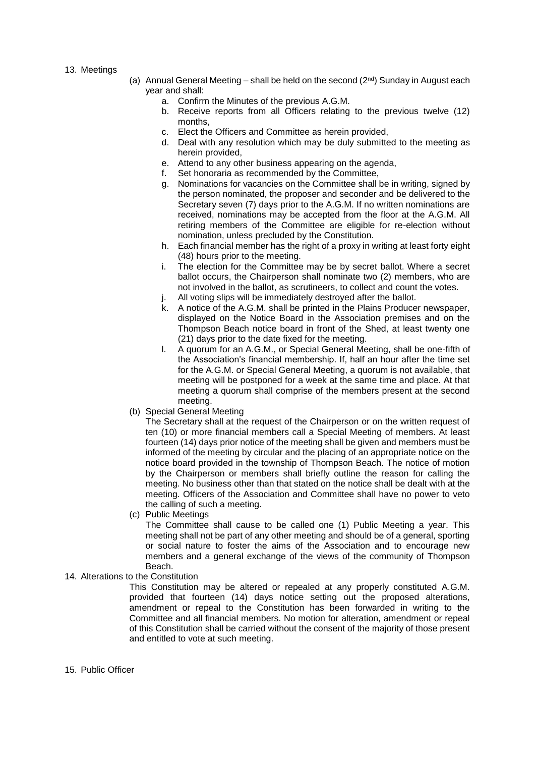13. Meetings

(a) Annual General Meeting – shall be held on the second (2nd) Sunday in August each year and shall:

a. Confirm the Minutes of the previous A.G.M.
b. Receive reports from all Officers relating to the previous twelve (12) months,
c. Elect the Officers and Committee as herein provided,
d. Deal with any resolution which may be duly submitted to the meeting as herein provided,
e. Attend to any other business appearing on the agenda,
f. Set honoraria as recommended by the Committee,
g. Nominations for vacancies on the Committee shall be in writing, signed by the person nominated, the proposer and seconder and be delivered to the Secretary seven (7) days prior to the A.G.M. If no written nominations are received, nominations may be accepted from the floor at the A.G.M. All retiring members of the Committee are eligible for re-election without nomination, unless precluded by the Constitution.
h. Each financial member has the right of a proxy in writing at least forty eight (48) hours prior to the meeting.
i. The election for the Committee may be by secret ballot. Where a secret ballot occurs, the Chairperson shall nominate two (2) members, who are not involved in the ballot, as scrutineers, to collect and count the votes.
j. All voting slips will be immediately destroyed after the ballot.
k. A notice of the A.G.M. shall be printed in the Plains Producer newspaper, displayed on the Notice Board in the Association premises and on the Thompson Beach notice board in front of the Shed, at least twenty one (21) days prior to the date fixed for the meeting.
l. A quorum for an A.G.M., or Special General Meeting, shall be one-fifth of the Association's financial membership. If, half an hour after the time set for the A.G.M. or Special General Meeting, a quorum is not available, that meeting will be postponed for a week at the same time and place. At that meeting a quorum shall comprise of the members present at the second meeting.

(b) Special General Meeting

The Secretary shall at the request of the Chairperson or on the written request of ten (10) or more financial members call a Special Meeting of members. At least fourteen (14) days prior notice of the meeting shall be given and members must be informed of the meeting by circular and the placing of an appropriate notice on the notice board provided in the township of Thompson Beach. The notice of motion by the Chairperson or members shall briefly outline the reason for calling the meeting. No business other than that stated on the notice shall be dealt with at the meeting. Officers of the Association and Committee shall have no power to veto the calling of such a meeting.

(c) Public Meetings

The Committee shall cause to be called one (1) Public Meeting a year. This meeting shall not be part of any other meeting and should be of a general, sporting or social nature to foster the aims of the Association and to encourage new members and a general exchange of the views of the community of Thompson Beach.

14. Alterations to the Constitution

This Constitution may be altered or repealed at any properly constituted A.G.M. provided that fourteen (14) days notice setting out the proposed alterations, amendment or repeal to the Constitution has been forwarded in writing to the Committee and all financial members. No motion for alteration, amendment or repeal of this Constitution shall be carried without the consent of the majority of those present and entitled to vote at such meeting.

15. Public Officer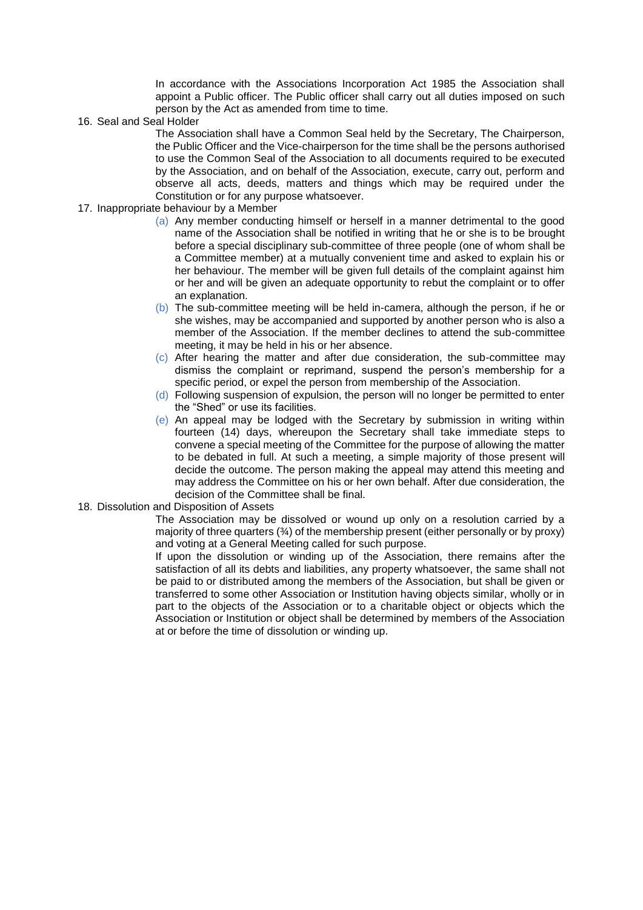In accordance with the Associations Incorporation Act 1985 the Association shall appoint a Public officer. The Public officer shall carry out all duties imposed on such person by the Act as amended from time to time.

16. Seal and Seal Holder

    The Association shall have a Common Seal held by the Secretary, The Chairperson, the Public Officer and the Vice-chairperson for the time shall be the persons authorised to use the Common Seal of the Association to all documents required to be executed by the Association, and on behalf of the Association, execute, carry out, perform and observe all acts, deeds, matters and things which may be required under the Constitution or for any purpose whatsoever.

17. Inappropriate behaviour by a Member

    (a) Any member conducting himself or herself in a manner detrimental to the good name of the Association shall be notified in writing that he or she is to be brought before a special disciplinary sub-committee of three people (one of whom shall be a Committee member) at a mutually convenient time and asked to explain his or her behaviour. The member will be given full details of the complaint against him or her and will be given an adequate opportunity to rebut the complaint or to offer an explanation.

    (b) The sub-committee meeting will be held in-camera, although the person, if he or she wishes, may be accompanied and supported by another person who is also a member of the Association. If the member declines to attend the sub-committee meeting, it may be held in his or her absence.

    (c) After hearing the matter and after due consideration, the sub-committee may dismiss the complaint or reprimand, suspend the person's membership for a specific period, or expel the person from membership of the Association.

    (d) Following suspension of expulsion, the person will no longer be permitted to enter the "Shed" or use its facilities.

    (e) An appeal may be lodged with the Secretary by submission in writing within fourteen (14) days, whereupon the Secretary shall take immediate steps to convene a special meeting of the Committee for the purpose of allowing the matter to be debated in full. At such a meeting, a simple majority of those present will decide the outcome. The person making the appeal may attend this meeting and may address the Committee on his or her own behalf. After due consideration, the decision of the Committee shall be final.

18. Dissolution and Disposition of Assets

    The Association may be dissolved or wound up only on a resolution carried by a majority of three quarters (¾) of the membership present (either personally or by proxy) and voting at a General Meeting called for such purpose.

    If upon the dissolution or winding up of the Association, there remains after the satisfaction of all its debts and liabilities, any property whatsoever, the same shall not be paid to or distributed among the members of the Association, but shall be given or transferred to some other Association or Institution having objects similar, wholly or in part to the objects of the Association or to a charitable object or objects which the Association or Institution or object shall be determined by members of the Association at or before the time of dissolution or winding up.